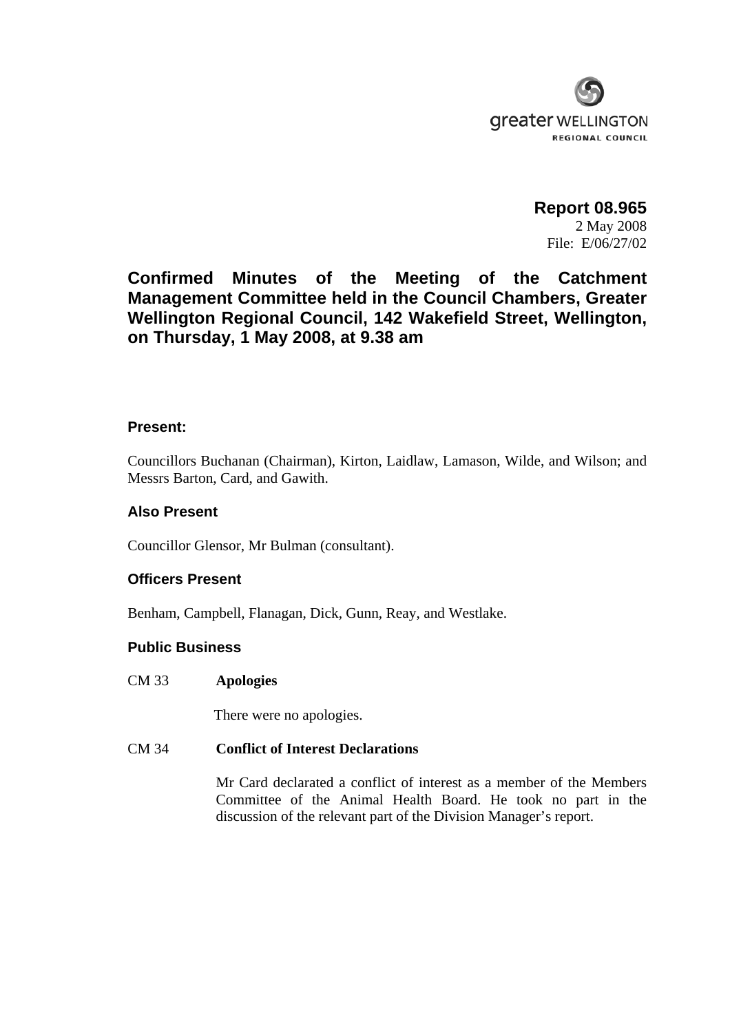greater WELLINGTON
REGIONAL COUNCIL

**Report 08.965**
2 May 2008
File: E/06/27/02

# Confirmed Minutes of the Meeting of the Catchment Management Committee held in the Council Chambers, Greater Wellington Regional Council, 142 Wakefield Street, Wellington, on Thursday, 1 May 2008, at 9.38 am

### Present:

Councillors Buchanan (Chairman), Kirton, Laidlaw, Lamason, Wilde, and Wilson; and Messrs Barton, Card, and Gawith.

### Also Present

Councillor Glensor, Mr Bulman (consultant).

### Officers Present

Benham, Campbell, Flanagan, Dick, Gunn, Reay, and Westlake.

### Public Business

CM 33 **Apologies**

There were no apologies.

CM 34 **Conflict of Interest Declarations**

Mr Card declarated a conflict of interest as a member of the Members Committee of the Animal Health Board. He took no part in the discussion of the relevant part of the Division Manager's report.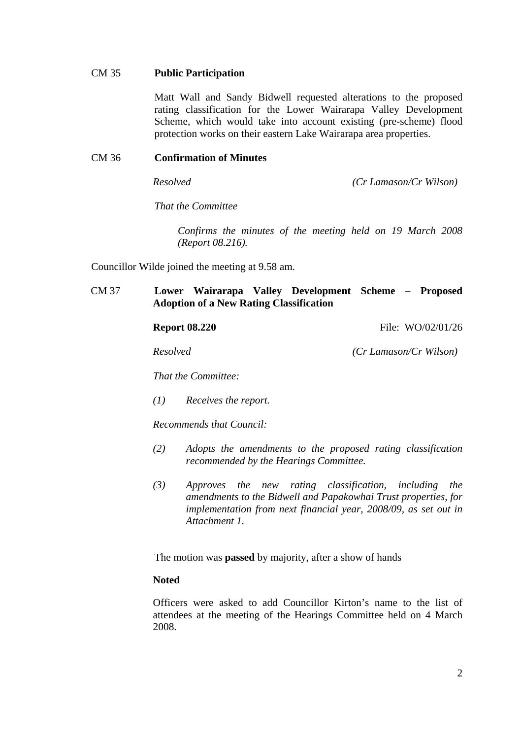CM 35 **Public Participation**

Matt Wall and Sandy Bidwell requested alterations to the proposed rating classification for the Lower Wairarapa Valley Development Scheme, which would take into account existing (pre-scheme) flood protection works on their eastern Lake Wairarapa area properties.

CM 36 **Confirmation of Minutes**

*Resolved* *(Cr Lamason/Cr Wilson)*

*That the Committee*

*Confirms the minutes of the meeting held on 19 March 2008 (Report 08.216).*

Councillor Wilde joined the meeting at 9.58 am.

CM 37 **Lower Wairarapa Valley Development Scheme – Proposed Adoption of a New Rating Classification**

**Report 08.220** File: WO/02/01/26

*Resolved* *(Cr Lamason/Cr Wilson)*

*That the Committee:*

*(1) Receives the report.*

*Recommends that Council:*

*(2) Adopts the amendments to the proposed rating classification recommended by the Hearings Committee.*

*(3) Approves the new rating classification, including the amendments to the Bidwell and Papakowhai Trust properties, for implementation from next financial year, 2008/09, as set out in Attachment 1.*

The motion was **passed** by majority, after a show of hands

**Noted**

Officers were asked to add Councillor Kirton's name to the list of attendees at the meeting of the Hearings Committee held on 4 March 2008.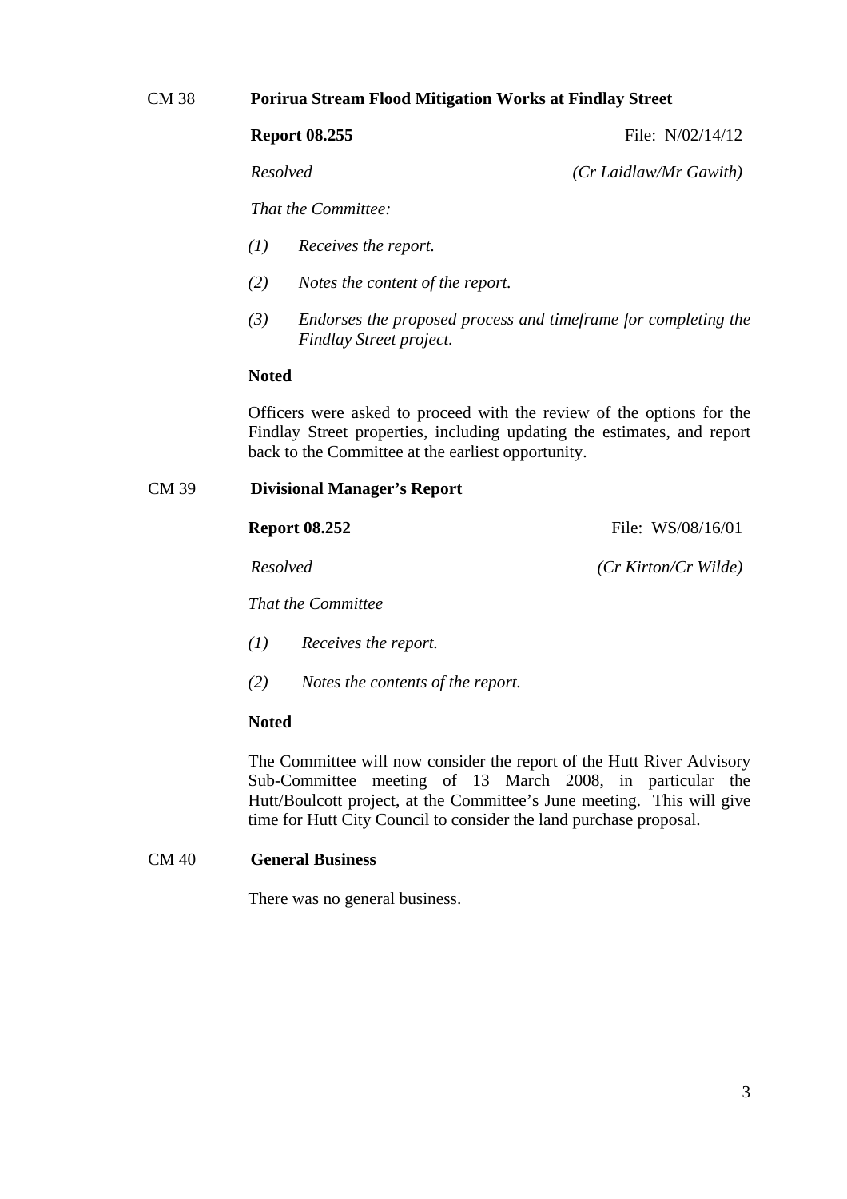CM 38 **Porirua Stream Flood Mitigation Works at Findlay Street**

**Report 08.255** File: N/02/14/12

*Resolved* *(Cr Laidlaw/Mr Gawith)*

*That the Committee:*

*(1) Receives the report.*

*(2) Notes the content of the report.*

*(3) Endorses the proposed process and timeframe for completing the Findlay Street project.*

**Noted**

Officers were asked to proceed with the review of the options for the Findlay Street properties, including updating the estimates, and report back to the Committee at the earliest opportunity.

CM 39 **Divisional Manager's Report**

**Report 08.252** File: WS/08/16/01

*Resolved* *(Cr Kirton/Cr Wilde)*

*That the Committee*

*(1) Receives the report.*

*(2) Notes the contents of the report.*

**Noted**

The Committee will now consider the report of the Hutt River Advisory Sub-Committee meeting of 13 March 2008, in particular the Hutt/Boulcott project, at the Committee's June meeting. This will give time for Hutt City Council to consider the land purchase proposal.

CM 40 **General Business**

There was no general business.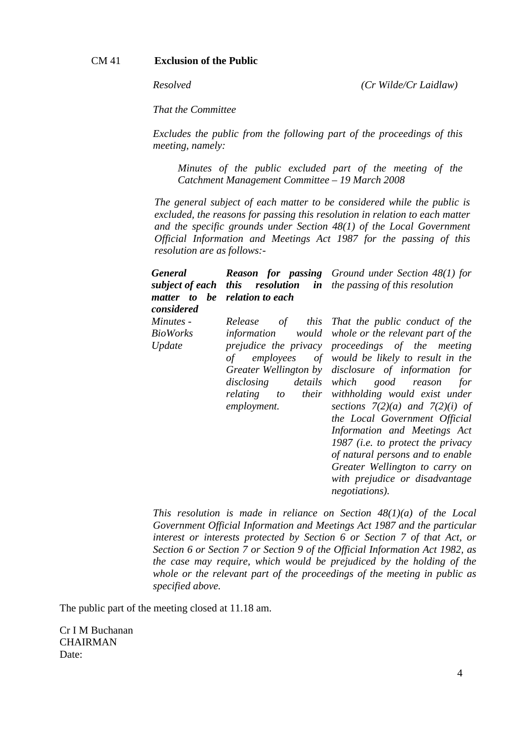CM 41 **Exclusion of the Public**

*Resolved* *(Cr Wilde/Cr Laidlaw)*

*That the Committee*

*Excludes the public from the following part of the proceedings of this meeting, namely:*

> *Minutes of the public excluded part of the meeting of the Catchment Management Committee – 19 March 2008*

*The general subject of each matter to be considered while the public is excluded, the reasons for passing this resolution in relation to each matter and the specific grounds under Section 48(1) of the Local Government Official Information and Meetings Act 1987 for the passing of this resolution are as follows:-*

| ***General subject of each matter to be considered*** | ***Reason for passing this resolution in relation to each*** | *Ground under Section 48(1) for the passing of this resolution* |
|---|---|---|
| *Minutes - BioWorks Update* | *Release of this information would prejudice the privacy of employees of Greater Wellington by disclosing details relating to their employment.* | *That the public conduct of the whole or the relevant part of the proceedings of the meeting would be likely to result in the disclosure of information for which good reason for withholding would exist under sections 7(2)(a) and 7(2)(i) of the Local Government Official Information and Meetings Act 1987 (i.e. to protect the privacy of natural persons and to enable Greater Wellington to carry on with prejudice or disadvantage negotiations).* |

*This resolution is made in reliance on Section 48(1)(a) of the Local Government Official Information and Meetings Act 1987 and the particular interest or interests protected by Section 6 or Section 7 of that Act, or Section 6 or Section 7 or Section 9 of the Official Information Act 1982, as the case may require, which would be prejudiced by the holding of the whole or the relevant part of the proceedings of the meeting in public as specified above.*

The public part of the meeting closed at 11.18 am.

Cr I M Buchanan
CHAIRMAN
Date: